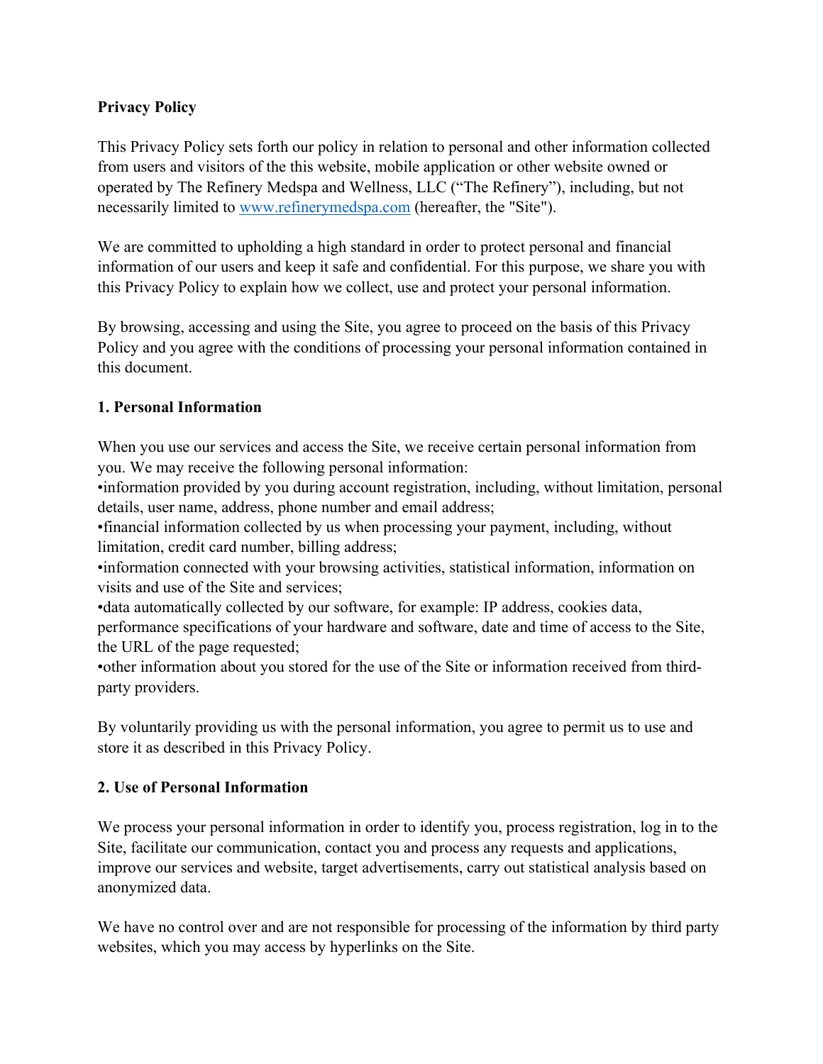**Privacy Policy**

This Privacy Policy sets forth our policy in relation to personal and other information collected from users and visitors of the this website, mobile application or other website owned or operated by The Refinery Medspa and Wellness, LLC ("The Refinery"), including, but not necessarily limited to [www.refinerymedspa.com](http://www.refinerymedspa.com) (hereafter, the "Site").

We are committed to upholding a high standard in order to protect personal and financial information of our users and keep it safe and confidential. For this purpose, we share you with this Privacy Policy to explain how we collect, use and protect your personal information.

By browsing, accessing and using the Site, you agree to proceed on the basis of this Privacy Policy and you agree with the conditions of processing your personal information contained in this document.

**1. Personal Information**

When you use our services and access the Site, we receive certain personal information from you. We may receive the following personal information:

•information provided by you during account registration, including, without limitation, personal details, user name, address, phone number and email address;

•financial information collected by us when processing your payment, including, without limitation, credit card number, billing address;

•information connected with your browsing activities, statistical information, information on visits and use of the Site and services;

•data automatically collected by our software, for example: IP address, cookies data, performance specifications of your hardware and software, date and time of access to the Site, the URL of the page requested;

•other information about you stored for the use of the Site or information received from third-party providers.

By voluntarily providing us with the personal information, you agree to permit us to use and store it as described in this Privacy Policy.

**2. Use of Personal Information**

We process your personal information in order to identify you, process registration, log in to the Site, facilitate our communication, contact you and process any requests and applications, improve our services and website, target advertisements, carry out statistical analysis based on anonymized data.

We have no control over and are not responsible for processing of the information by third party websites, which you may access by hyperlinks on the Site.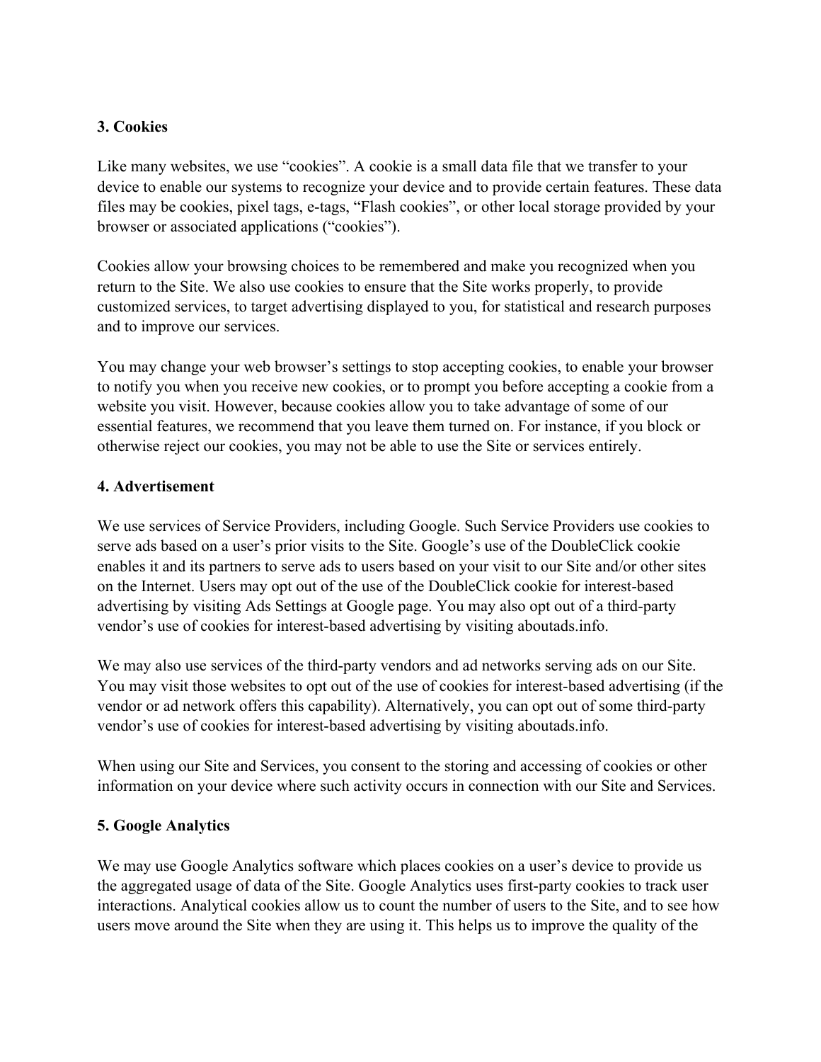**3. Cookies**

Like many websites, we use “cookies”. A cookie is a small data file that we transfer to your device to enable our systems to recognize your device and to provide certain features. These data files may be cookies, pixel tags, e-tags, “Flash cookies”, or other local storage provided by your browser or associated applications (“cookies”).

Cookies allow your browsing choices to be remembered and make you recognized when you return to the Site. We also use cookies to ensure that the Site works properly, to provide customized services, to target advertising displayed to you, for statistical and research purposes and to improve our services.

You may change your web browser’s settings to stop accepting cookies, to enable your browser to notify you when you receive new cookies, or to prompt you before accepting a cookie from a website you visit. However, because cookies allow you to take advantage of some of our essential features, we recommend that you leave them turned on. For instance, if you block or otherwise reject our cookies, you may not be able to use the Site or services entirely.

**4. Advertisement**

We use services of Service Providers, including Google. Such Service Providers use cookies to serve ads based on a user’s prior visits to the Site. Google’s use of the DoubleClick cookie enables it and its partners to serve ads to users based on your visit to our Site and/or other sites on the Internet. Users may opt out of the use of the DoubleClick cookie for interest-based advertising by visiting Ads Settings at Google page. You may also opt out of a third-party vendor’s use of cookies for interest-based advertising by visiting aboutads.info.

We may also use services of the third-party vendors and ad networks serving ads on our Site. You may visit those websites to opt out of the use of cookies for interest-based advertising (if the vendor or ad network offers this capability). Alternatively, you can opt out of some third-party vendor’s use of cookies for interest-based advertising by visiting aboutads.info.

When using our Site and Services, you consent to the storing and accessing of cookies or other information on your device where such activity occurs in connection with our Site and Services.

**5. Google Analytics**

We may use Google Analytics software which places cookies on a user’s device to provide us the aggregated usage of data of the Site. Google Analytics uses first-party cookies to track user interactions. Analytical cookies allow us to count the number of users to the Site, and to see how users move around the Site when they are using it. This helps us to improve the quality of the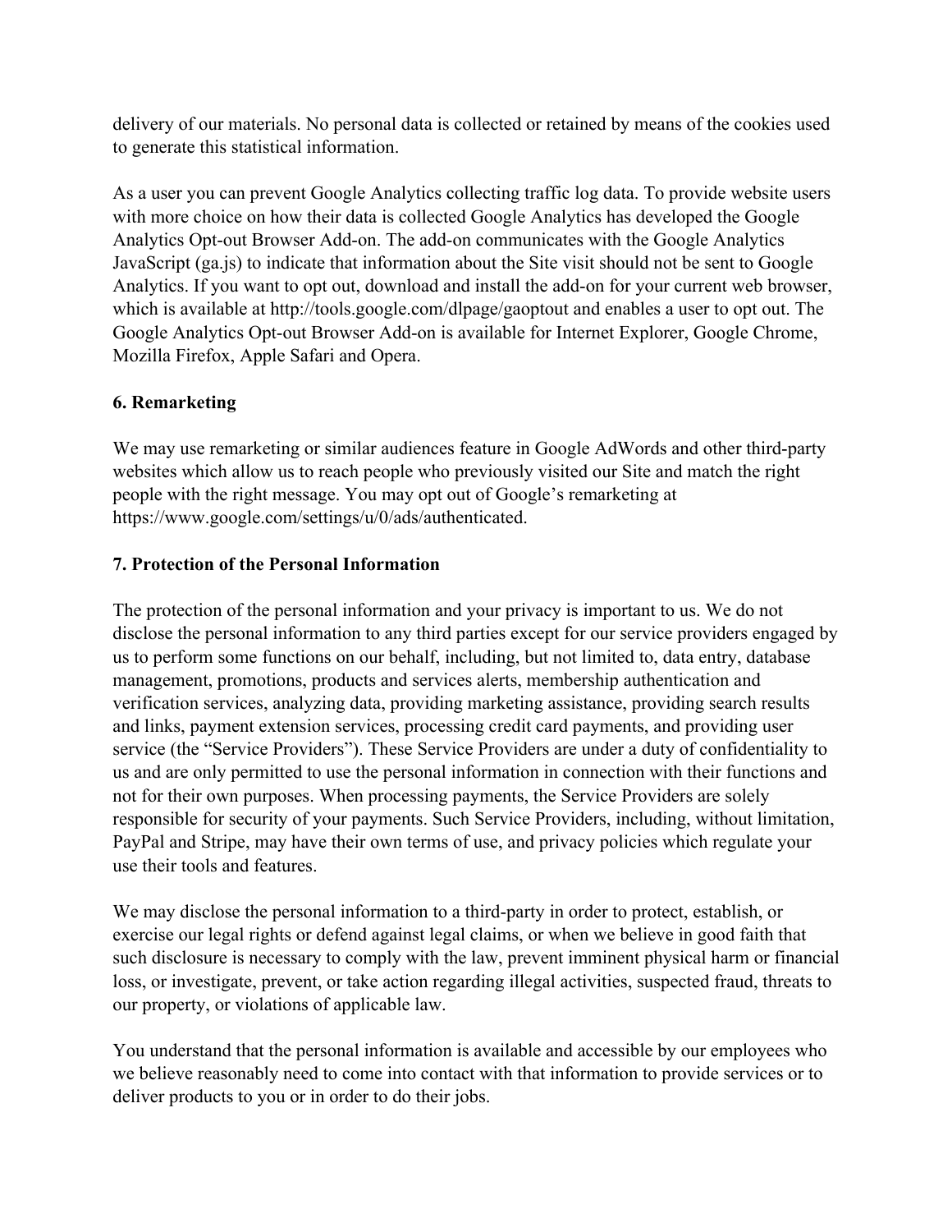delivery of our materials. No personal data is collected or retained by means of the cookies used to generate this statistical information.

As a user you can prevent Google Analytics collecting traffic log data. To provide website users with more choice on how their data is collected Google Analytics has developed the Google Analytics Opt-out Browser Add-on. The add-on communicates with the Google Analytics JavaScript (ga.js) to indicate that information about the Site visit should not be sent to Google Analytics. If you want to opt out, download and install the add-on for your current web browser, which is available at http://tools.google.com/dlpage/gaoptout and enables a user to opt out. The Google Analytics Opt-out Browser Add-on is available for Internet Explorer, Google Chrome, Mozilla Firefox, Apple Safari and Opera.

**6. Remarketing**

We may use remarketing or similar audiences feature in Google AdWords and other third-party websites which allow us to reach people who previously visited our Site and match the right people with the right message. You may opt out of Google's remarketing at https://www.google.com/settings/u/0/ads/authenticated.

**7. Protection of the Personal Information**

The protection of the personal information and your privacy is important to us. We do not disclose the personal information to any third parties except for our service providers engaged by us to perform some functions on our behalf, including, but not limited to, data entry, database management, promotions, products and services alerts, membership authentication and verification services, analyzing data, providing marketing assistance, providing search results and links, payment extension services, processing credit card payments, and providing user service (the "Service Providers"). These Service Providers are under a duty of confidentiality to us and are only permitted to use the personal information in connection with their functions and not for their own purposes. When processing payments, the Service Providers are solely responsible for security of your payments. Such Service Providers, including, without limitation, PayPal and Stripe, may have their own terms of use, and privacy policies which regulate your use their tools and features.

We may disclose the personal information to a third-party in order to protect, establish, or exercise our legal rights or defend against legal claims, or when we believe in good faith that such disclosure is necessary to comply with the law, prevent imminent physical harm or financial loss, or investigate, prevent, or take action regarding illegal activities, suspected fraud, threats to our property, or violations of applicable law.

You understand that the personal information is available and accessible by our employees who we believe reasonably need to come into contact with that information to provide services or to deliver products to you or in order to do their jobs.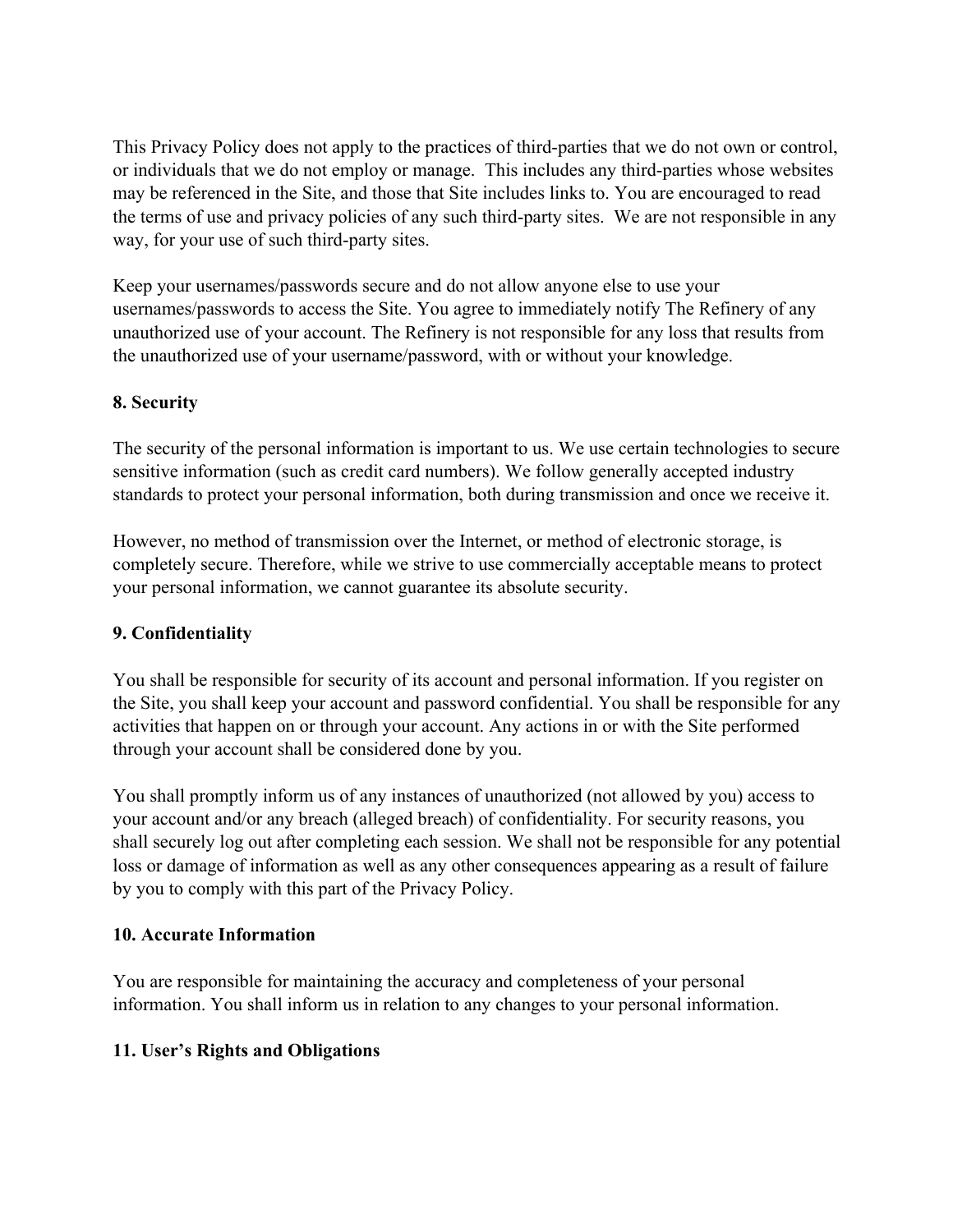This Privacy Policy does not apply to the practices of third-parties that we do not own or control, or individuals that we do not employ or manage. This includes any third-parties whose websites may be referenced in the Site, and those that Site includes links to. You are encouraged to read the terms of use and privacy policies of any such third-party sites. We are not responsible in any way, for your use of such third-party sites.

Keep your usernames/passwords secure and do not allow anyone else to use your usernames/passwords to access the Site. You agree to immediately notify The Refinery of any unauthorized use of your account. The Refinery is not responsible for any loss that results from the unauthorized use of your username/password, with or without your knowledge.

**8. Security**

The security of the personal information is important to us. We use certain technologies to secure sensitive information (such as credit card numbers). We follow generally accepted industry standards to protect your personal information, both during transmission and once we receive it.

However, no method of transmission over the Internet, or method of electronic storage, is completely secure. Therefore, while we strive to use commercially acceptable means to protect your personal information, we cannot guarantee its absolute security.

**9. Confidentiality**

You shall be responsible for security of its account and personal information. If you register on the Site, you shall keep your account and password confidential. You shall be responsible for any activities that happen on or through your account. Any actions in or with the Site performed through your account shall be considered done by you.

You shall promptly inform us of any instances of unauthorized (not allowed by you) access to your account and/or any breach (alleged breach) of confidentiality. For security reasons, you shall securely log out after completing each session. We shall not be responsible for any potential loss or damage of information as well as any other consequences appearing as a result of failure by you to comply with this part of the Privacy Policy.

**10. Accurate Information**

You are responsible for maintaining the accuracy and completeness of your personal information. You shall inform us in relation to any changes to your personal information.

**11. User's Rights and Obligations**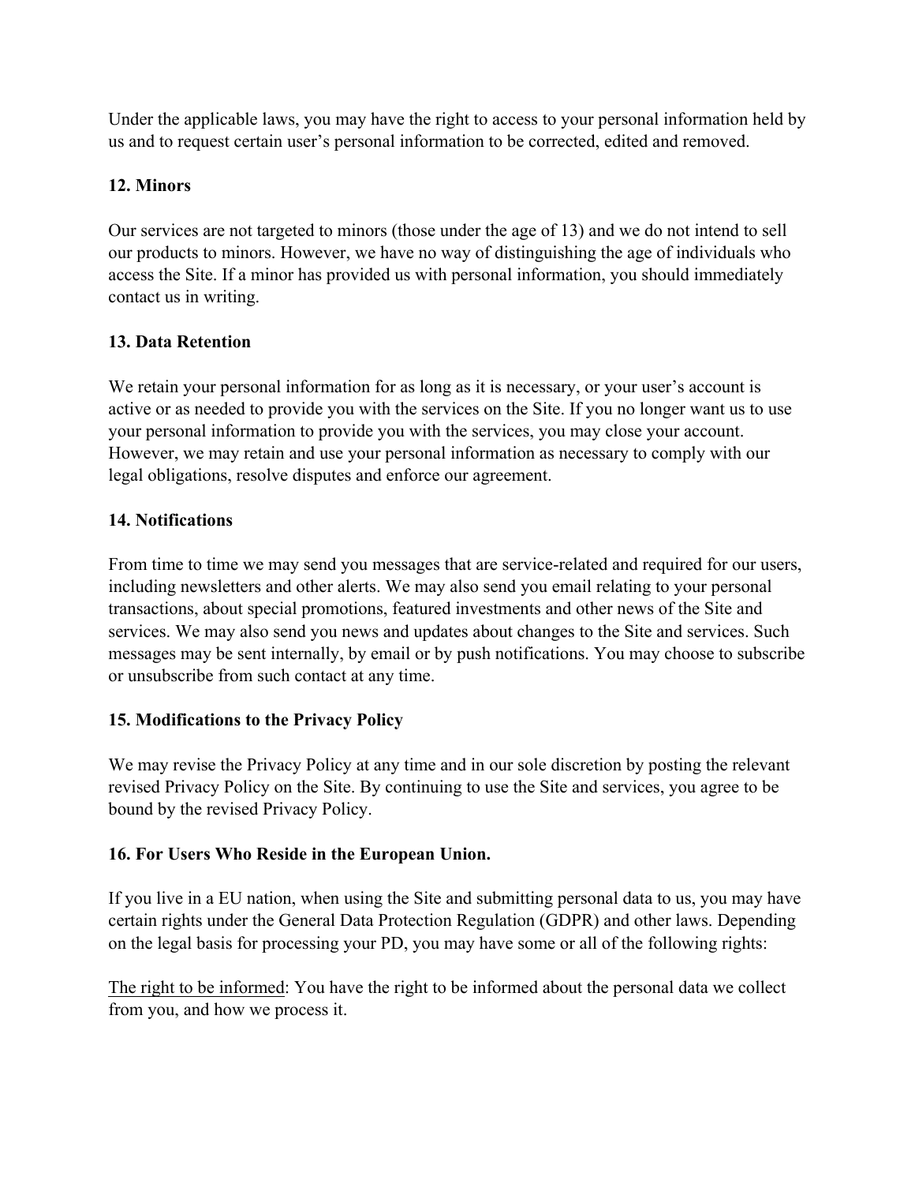Under the applicable laws, you may have the right to access to your personal information held by us and to request certain user's personal information to be corrected, edited and removed.

**12. Minors**

Our services are not targeted to minors (those under the age of 13) and we do not intend to sell our products to minors. However, we have no way of distinguishing the age of individuals who access the Site. If a minor has provided us with personal information, you should immediately contact us in writing.

**13. Data Retention**

We retain your personal information for as long as it is necessary, or your user's account is active or as needed to provide you with the services on the Site. If you no longer want us to use your personal information to provide you with the services, you may close your account. However, we may retain and use your personal information as necessary to comply with our legal obligations, resolve disputes and enforce our agreement.

**14. Notifications**

From time to time we may send you messages that are service-related and required for our users, including newsletters and other alerts. We may also send you email relating to your personal transactions, about special promotions, featured investments and other news of the Site and services. We may also send you news and updates about changes to the Site and services. Such messages may be sent internally, by email or by push notifications. You may choose to subscribe or unsubscribe from such contact at any time.

**15. Modifications to the Privacy Policy**

We may revise the Privacy Policy at any time and in our sole discretion by posting the relevant revised Privacy Policy on the Site. By continuing to use the Site and services, you agree to be bound by the revised Privacy Policy.

**16. For Users Who Reside in the European Union.**

If you live in a EU nation, when using the Site and submitting personal data to us, you may have certain rights under the General Data Protection Regulation (GDPR) and other laws. Depending on the legal basis for processing your PD, you may have some or all of the following rights:

<u>The right to be informed</u>: You have the right to be informed about the personal data we collect from you, and how we process it.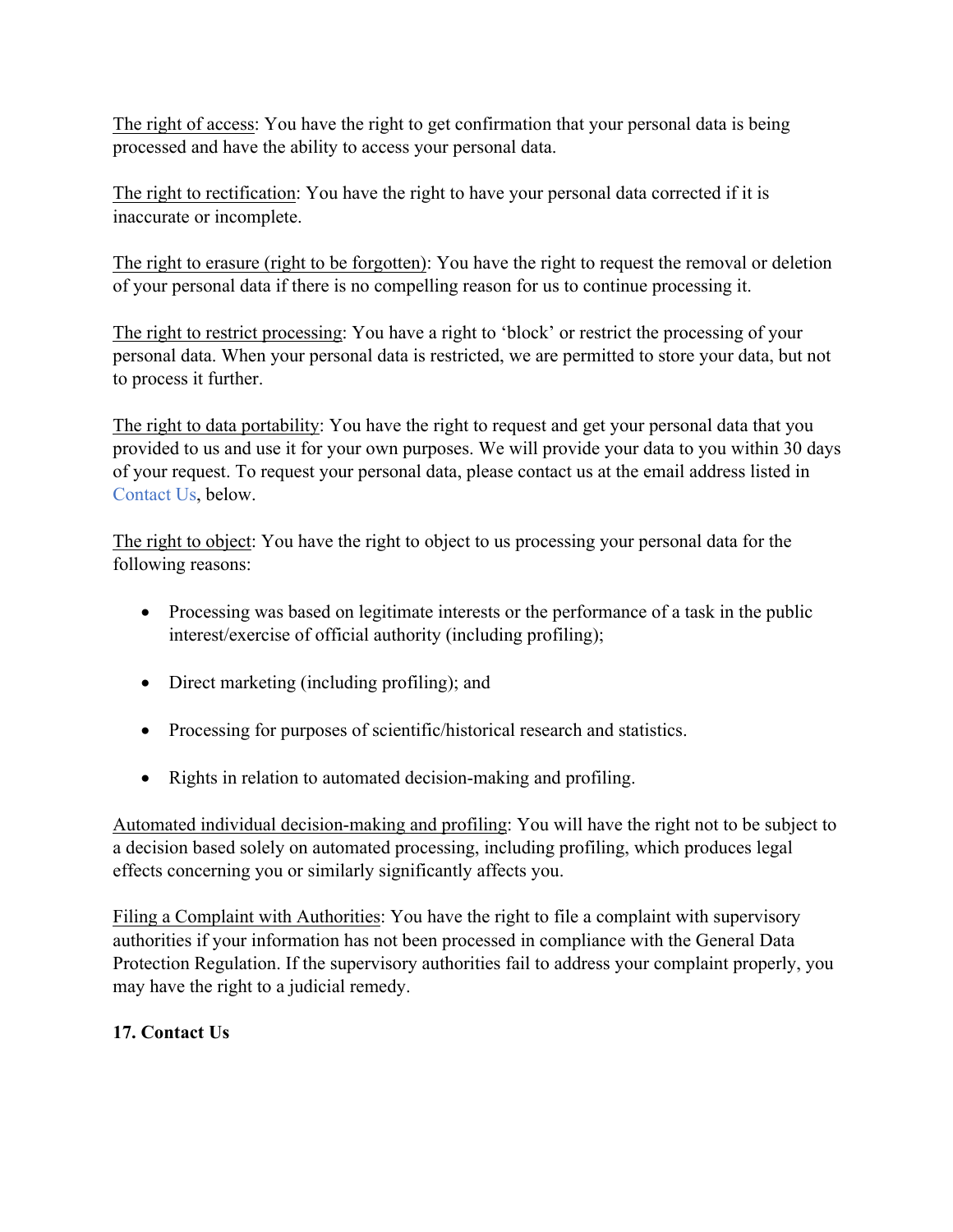The right of access: You have the right to get confirmation that your personal data is being processed and have the ability to access your personal data.

The right to rectification: You have the right to have your personal data corrected if it is inaccurate or incomplete.

The right to erasure (right to be forgotten): You have the right to request the removal or deletion of your personal data if there is no compelling reason for us to continue processing it.

The right to restrict processing: You have a right to 'block' or restrict the processing of your personal data. When your personal data is restricted, we are permitted to store your data, but not to process it further.

The right to data portability: You have the right to request and get your personal data that you provided to us and use it for your own purposes. We will provide your data to you within 30 days of your request. To request your personal data, please contact us at the email address listed in Contact Us, below.

The right to object: You have the right to object to us processing your personal data for the following reasons:

- Processing was based on legitimate interests or the performance of a task in the public interest/exercise of official authority (including profiling);
- Direct marketing (including profiling); and
- Processing for purposes of scientific/historical research and statistics.
- Rights in relation to automated decision-making and profiling.

Automated individual decision-making and profiling: You will have the right not to be subject to a decision based solely on automated processing, including profiling, which produces legal effects concerning you or similarly significantly affects you.

Filing a Complaint with Authorities: You have the right to file a complaint with supervisory authorities if your information has not been processed in compliance with the General Data Protection Regulation. If the supervisory authorities fail to address your complaint properly, you may have the right to a judicial remedy.

**17. Contact Us**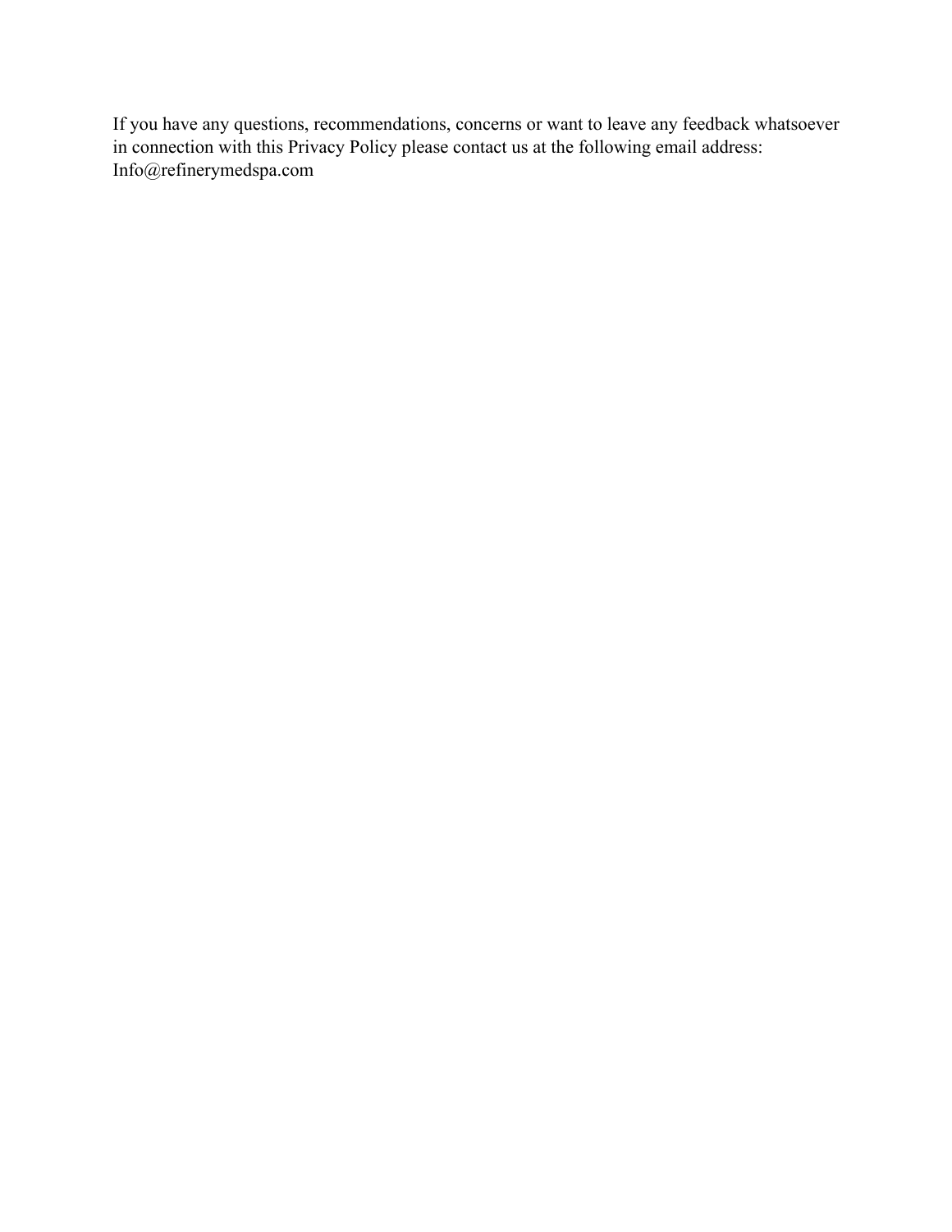If you have any questions, recommendations, concerns or want to leave any feedback whatsoever in connection with this Privacy Policy please contact us at the following email address: Info@refinerymedspa.com